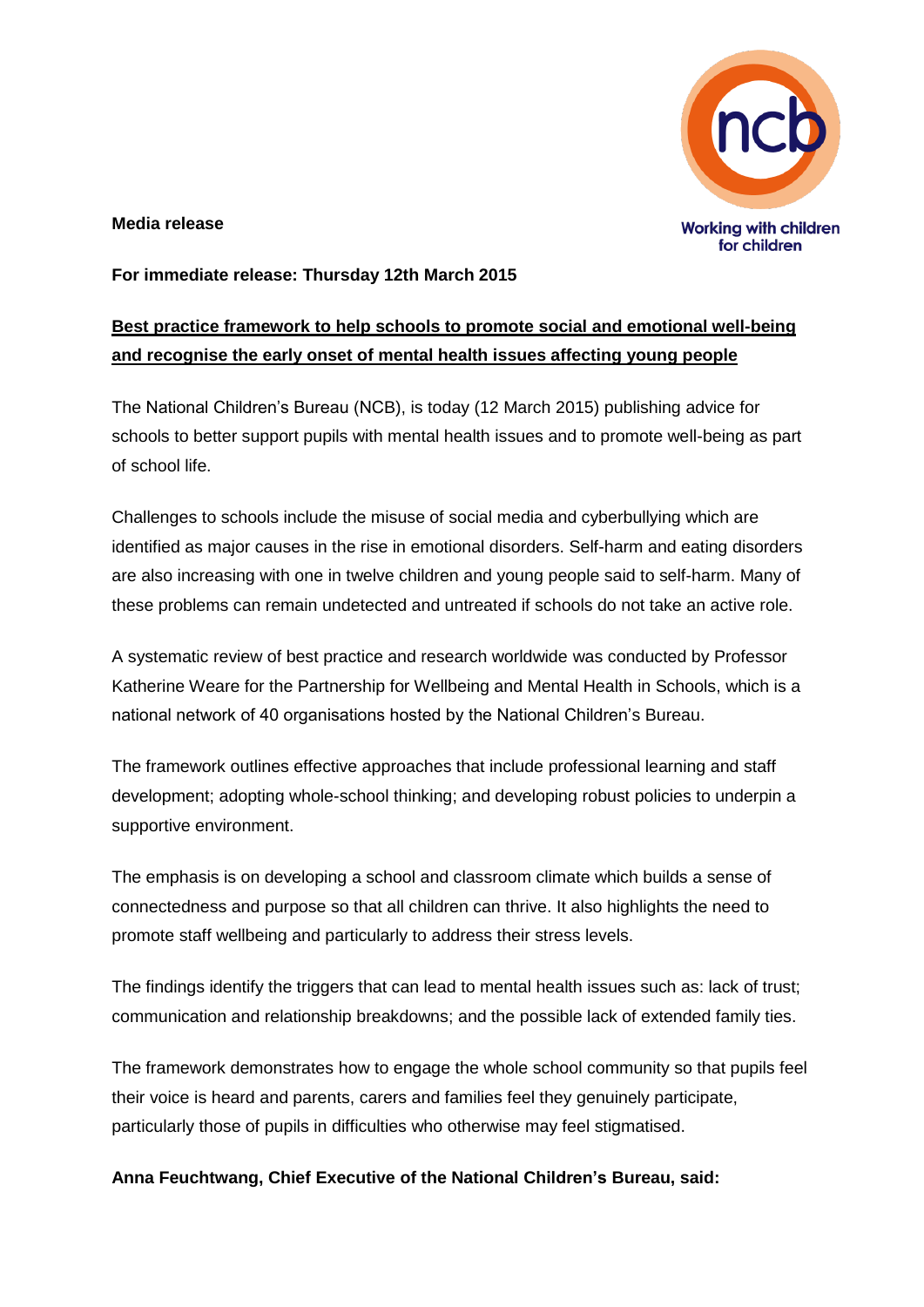**Media release**

**For immediate release: Thursday 12th March 2015**

## Best practice framework to help schools to promote social and emotional well-being and recognise the early onset of mental health issues affecting young people

The National Children's Bureau (NCB), is today (12 March 2015) publishing advice for schools to better support pupils with mental health issues and to promote well-being as part of school life.

Challenges to schools include the misuse of social media and cyberbullying which are identified as major causes in the rise in emotional disorders. Self-harm and eating disorders are also increasing with one in twelve children and young people said to self-harm. Many of these problems can remain undetected and untreated if schools do not take an active role.

A systematic review of best practice and research worldwide was conducted by Professor Katherine Weare for the Partnership for Wellbeing and Mental Health in Schools, which is a national network of 40 organisations hosted by the National Children's Bureau.

The framework outlines effective approaches that include professional learning and staff development; adopting whole-school thinking; and developing robust policies to underpin a supportive environment.

The emphasis is on developing a school and classroom climate which builds a sense of connectedness and purpose so that all children can thrive. It also highlights the need to promote staff wellbeing and particularly to address their stress levels.

The findings identify the triggers that can lead to mental health issues such as: lack of trust; communication and relationship breakdowns; and the possible lack of extended family ties.

The framework demonstrates how to engage the whole school community so that pupils feel their voice is heard and parents, carers and families feel they genuinely participate, particularly those of pupils in difficulties who otherwise may feel stigmatised.

**Anna Feuchtwang, Chief Executive of the National Children's Bureau, said:**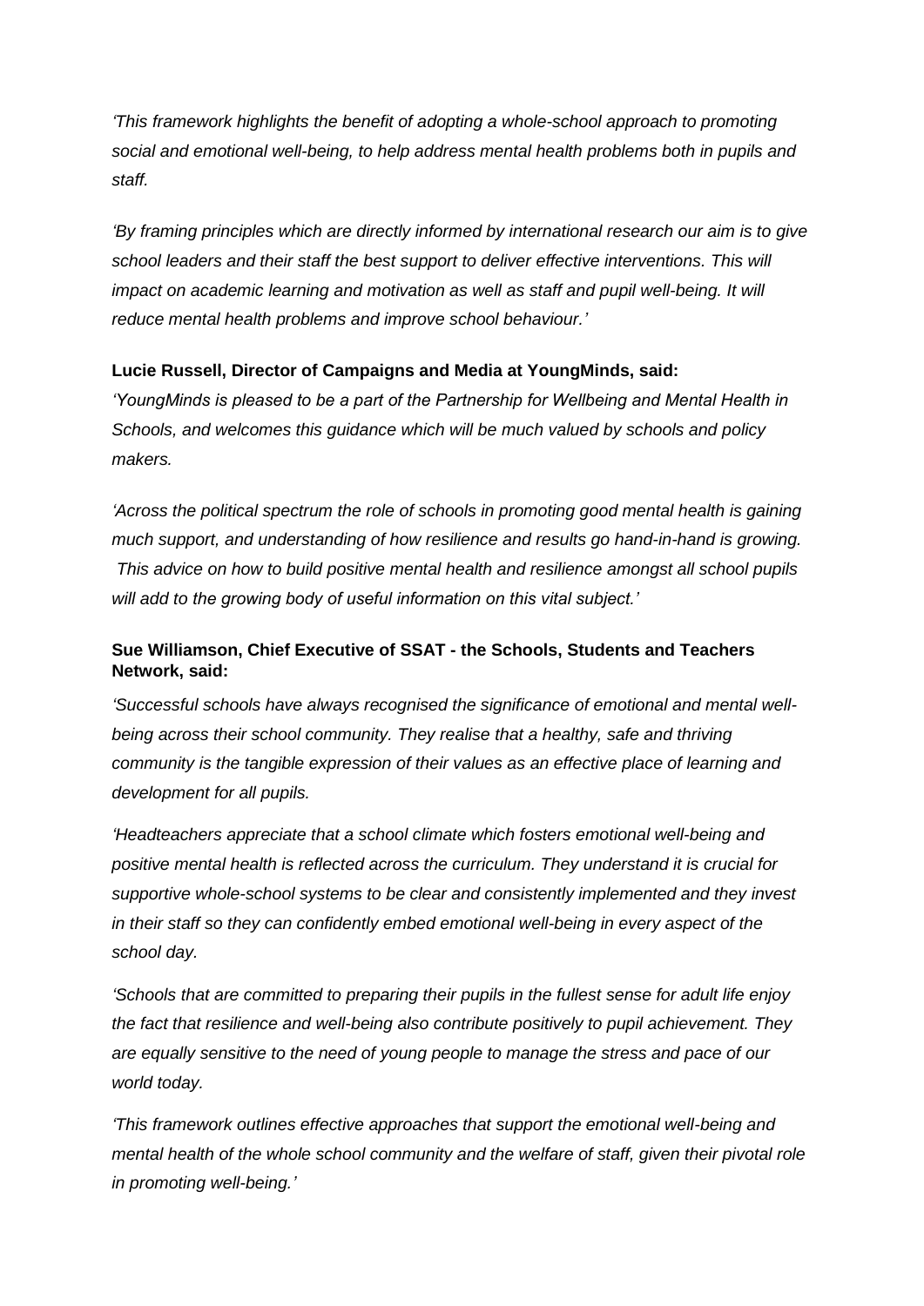*'This framework highlights the benefit of adopting a whole-school approach to promoting social and emotional well-being, to help address mental health problems both in pupils and staff.*

*'By framing principles which are directly informed by international research our aim is to give school leaders and their staff the best support to deliver effective interventions. This will impact on academic learning and motivation as well as staff and pupil well-being. It will reduce mental health problems and improve school behaviour.'*

**Lucie Russell, Director of Campaigns and Media at YoungMinds, said:**

*'YoungMinds is pleased to be a part of the Partnership for Wellbeing and Mental Health in Schools, and welcomes this guidance which will be much valued by schools and policy makers.*

*'Across the political spectrum the role of schools in promoting good mental health is gaining much support, and understanding of how resilience and results go hand-in-hand is growing. This advice on how to build positive mental health and resilience amongst all school pupils will add to the growing body of useful information on this vital subject.'*

**Sue Williamson, Chief Executive of SSAT - the Schools, Students and Teachers Network, said:**

*'Successful schools have always recognised the significance of emotional and mental well-being across their school community. They realise that a healthy, safe and thriving community is the tangible expression of their values as an effective place of learning and development for all pupils.*

*'Headteachers appreciate that a school climate which fosters emotional well-being and positive mental health is reflected across the curriculum. They understand it is crucial for supportive whole-school systems to be clear and consistently implemented and they invest in their staff so they can confidently embed emotional well-being in every aspect of the school day.*

*'Schools that are committed to preparing their pupils in the fullest sense for adult life enjoy the fact that resilience and well-being also contribute positively to pupil achievement. They are equally sensitive to the need of young people to manage the stress and pace of our world today.*

*'This framework outlines effective approaches that support the emotional well-being and mental health of the whole school community and the welfare of staff, given their pivotal role in promoting well-being.'*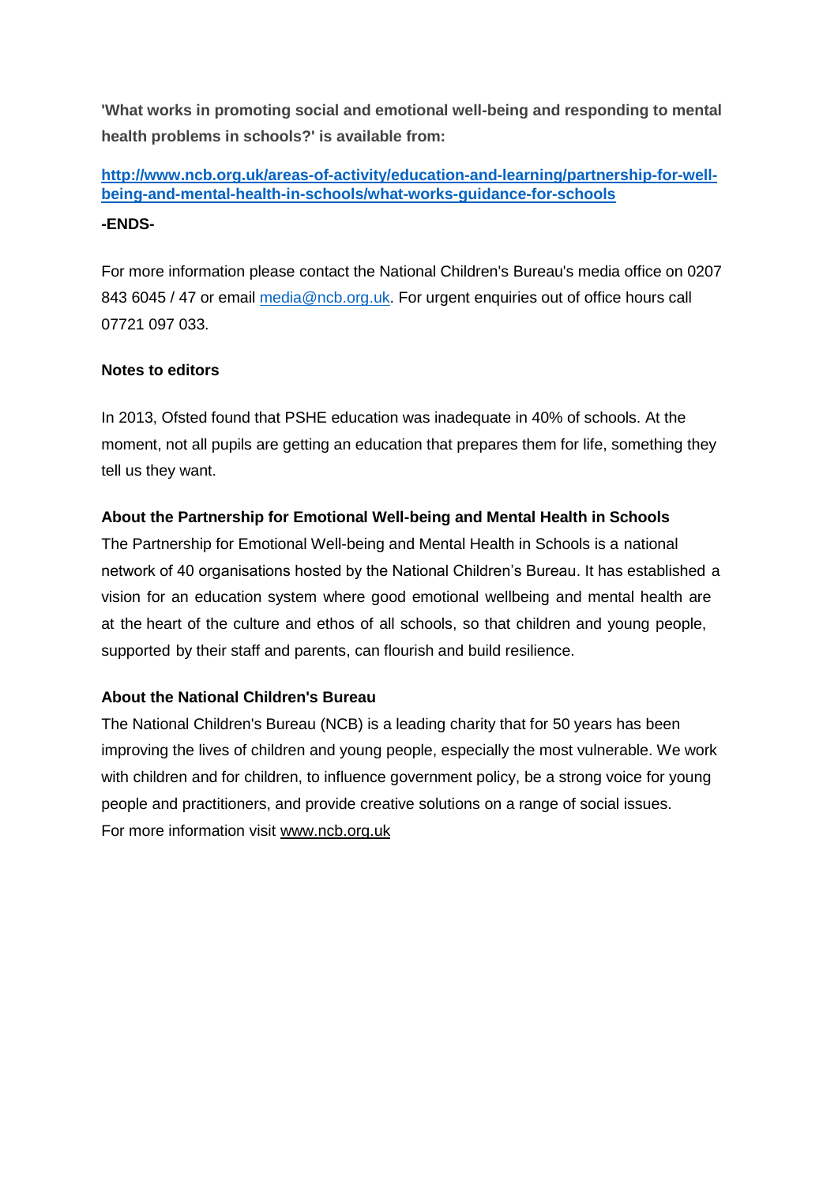**'What works in promoting social and emotional well-being and responding to mental health problems in schools?' is available from:**

**[http://www.ncb.org.uk/areas-of-activity/education-and-learning/partnership-for-well-being-and-mental-health-in-schools/what-works-guidance-for-schools](http://www.ncb.org.uk/areas-of-activity/education-and-learning/partnership-for-well-being-and-mental-health-in-schools/what-works-guidance-for-schools)**

**-ENDS-**

For more information please contact the National Children's Bureau's media office on 0207 843 6045 / 47 or email [media@ncb.org.uk](mailto:media@ncb.org.uk). For urgent enquiries out of office hours call 07721 097 033.

**Notes to editors**

In 2013, Ofsted found that PSHE education was inadequate in 40% of schools. At the moment, not all pupils are getting an education that prepares them for life, something they tell us they want.

**About the Partnership for Emotional Well-being and Mental Health in Schools**

The Partnership for Emotional Well-being and Mental Health in Schools is a national network of 40 organisations hosted by the National Children's Bureau. It has established a vision for an education system where good emotional wellbeing and mental health are at the heart of the culture and ethos of all schools, so that children and young people, supported by their staff and parents, can flourish and build resilience.

**About the National Children's Bureau**

The National Children's Bureau (NCB) is a leading charity that for 50 years has been improving the lives of children and young people, especially the most vulnerable. We work with children and for children, to influence government policy, be a strong voice for young people and practitioners, and provide creative solutions on a range of social issues.
For more information visit [www.ncb.org.uk](http://www.ncb.org.uk)